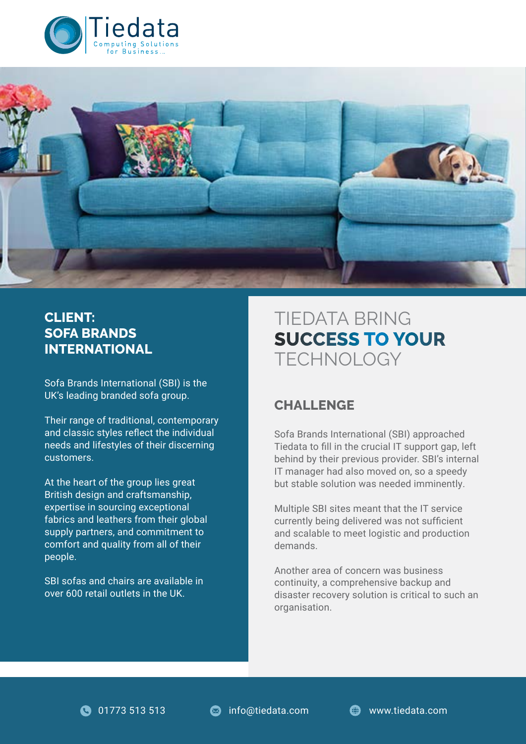Tiedata
Computing Solutions for Business...

## CLIENT: SOFA BRANDS INTERNATIONAL

Sofa Brands International (SBI) is the UK's leading branded sofa group.

Their range of traditional, contemporary and classic styles reflect the individual needs and lifestyles of their discerning customers.

At the heart of the group lies great British design and craftsmanship, expertise in sourcing exceptional fabrics and leathers from their global supply partners, and commitment to comfort and quality from all of their people.

SBI sofas and chairs are available in over 600 retail outlets in the UK.

# TIEDATA BRING **SUCCESS TO YOUR** TECHNOLOGY

## CHALLENGE

Sofa Brands International (SBI) approached Tiedata to fill in the crucial IT support gap, left behind by their previous provider. SBI's internal IT manager had also moved on, so a speedy but stable solution was needed imminently.

Multiple SBI sites meant that the IT service currently being delivered was not sufficient and scalable to meet logistic and production demands.

Another area of concern was business continuity, a comprehensive backup and disaster recovery solution is critical to such an organisation.

01773 513 513 | info@tiedata.com | www.tiedata.com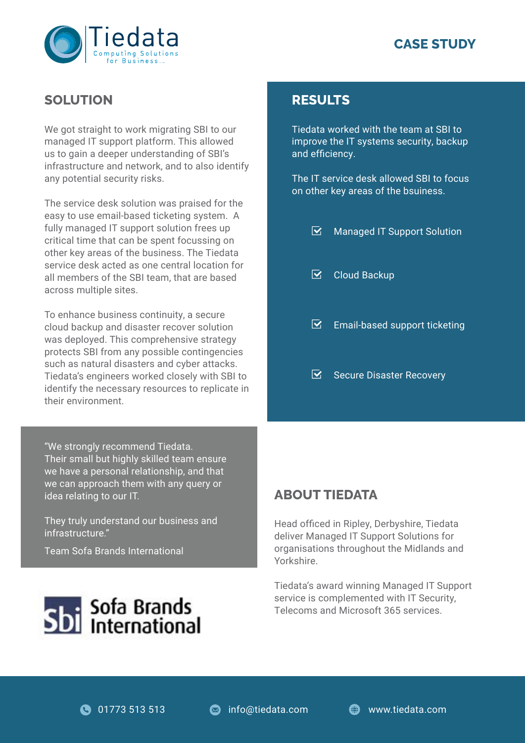**CASE STUDY**

## SOLUTION

We got straight to work migrating SBI to our managed IT support platform. This allowed us to gain a deeper understanding of SBI's infrastructure and network, and to also identify any potential security risks.

The service desk solution was praised for the easy to use email-based ticketing system. A fully managed IT support solution frees up critical time that can be spent focussing on other key areas of the business. The Tiedata service desk acted as one central location for all members of the SBI team, that are based across multiple sites.

To enhance business continuity, a secure cloud backup and disaster recover solution was deployed. This comprehensive strategy protects SBI from any possible contingencies such as natural disasters and cyber attacks. Tiedata's engineers worked closely with SBI to identify the necessary resources to replicate in their environment.

> "We strongly recommend Tiedata. Their small but highly skilled team ensure we have a personal relationship, and that we can approach them with any query or idea relating to our IT.
>
> They truly understand our business and infrastructure."
>
> Team Sofa Brands International

## RESULTS

Tiedata worked with the team at SBI to improve the IT systems security, backup and efficiency.

The IT service desk allowed SBI to focus on other key areas of the bsuiness.

- ☑ Managed IT Support Solution
- ☑ Cloud Backup
- ☑ Email-based support ticketing
- ☑ Secure Disaster Recovery

## ABOUT TIEDATA

Head officed in Ripley, Derbyshire, Tiedata deliver Managed IT Support Solutions for organisations throughout the Midlands and Yorkshire.

Tiedata's award winning Managed IT Support service is complemented with IT Security, Telecoms and Microsoft 365 services.

01773 513 513 | info@tiedata.com | www.tiedata.com